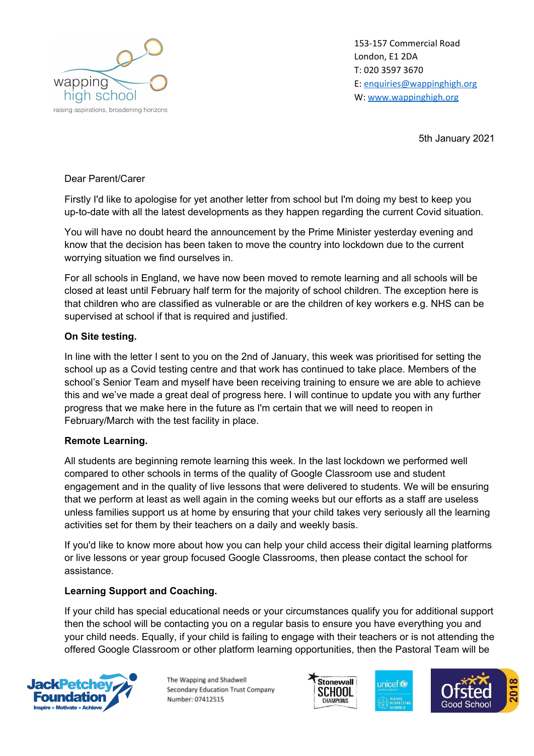wapping high school
raising aspirations, broadening horizons

153-157 Commercial Road
London, E1 2DA
T: 020 3597 3670
E: enquiries@wappinghigh.org
W: www.wappinghigh.org

5th January 2021

Dear Parent/Carer

Firstly I'd like to apologise for yet another letter from school but I'm doing my best to keep you up-to-date with all the latest developments as they happen regarding the current Covid situation.

You will have no doubt heard the announcement by the Prime Minister yesterday evening and know that the decision has been taken to move the country into lockdown due to the current worrying situation we find ourselves in.

For all schools in England, we have now been moved to remote learning and all schools will be closed at least until February half term for the majority of school children. The exception here is that children who are classified as vulnerable or are the children of key workers e.g. NHS can be supervised at school if that is required and justified.

**On Site testing.**

In line with the letter I sent to you on the 2nd of January, this week was prioritised for setting the school up as a Covid testing centre and that work has continued to take place. Members of the school's Senior Team and myself have been receiving training to ensure we are able to achieve this and we've made a great deal of progress here. I will continue to update you with any further progress that we make here in the future as I'm certain that we will need to reopen in February/March with the test facility in place.

**Remote Learning.**

All students are beginning remote learning this week. In the last lockdown we performed well compared to other schools in terms of the quality of Google Classroom use and student engagement and in the quality of live lessons that were delivered to students. We will be ensuring that we perform at least as well again in the coming weeks but our efforts as a staff are useless unless families support us at home by ensuring that your child takes very seriously all the learning activities set for them by their teachers on a daily and weekly basis.

If you'd like to know more about how you can help your child access their digital learning platforms or live lessons or year group focused Google Classrooms, then please contact the school for assistance.

**Learning Support and Coaching.**

If your child has special educational needs or your circumstances qualify you for additional support then the school will be contacting you on a regular basis to ensure you have everything you and your child needs. Equally, if your child is failing to engage with their teachers or is not attending the offered Google Classroom or other platform learning opportunities, then the Pastoral Team will be

The Wapping and Shadwell Secondary Education Trust Company Number: 07412515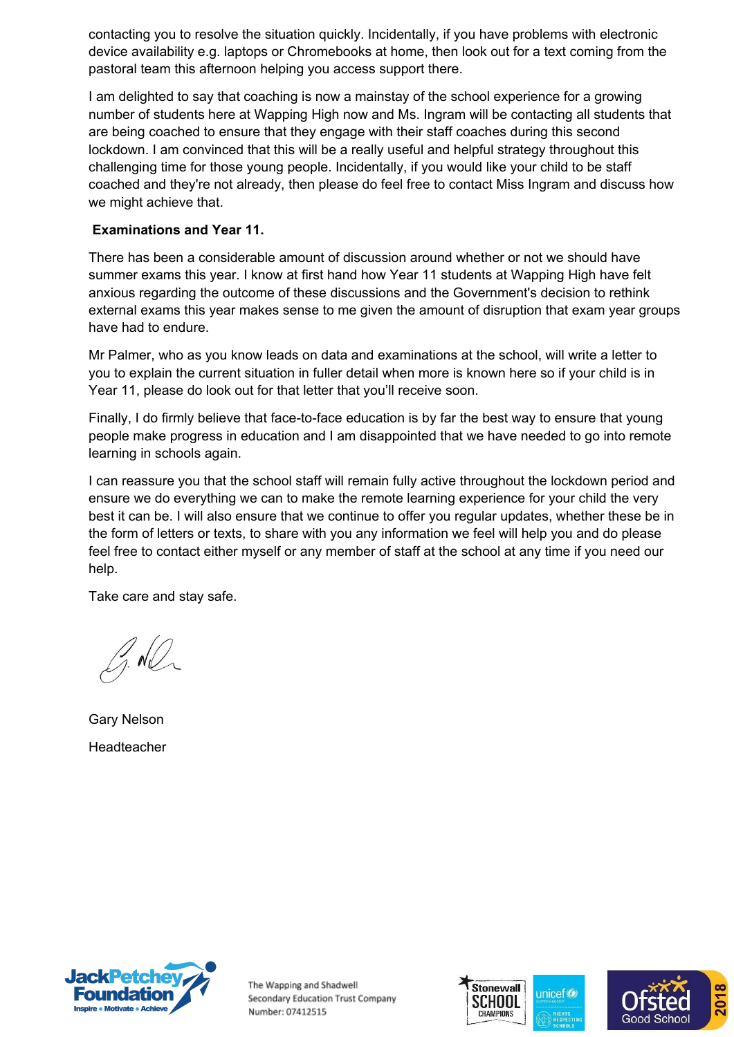contacting you to resolve the situation quickly. Incidentally, if you have problems with electronic device availability e.g. laptops or Chromebooks at home, then look out for a text coming from the pastoral team this afternoon helping you access support there.

I am delighted to say that coaching is now a mainstay of the school experience for a growing number of students here at Wapping High now and Ms. Ingram will be contacting all students that are being coached to ensure that they engage with their staff coaches during this second lockdown. I am convinced that this will be a really useful and helpful strategy throughout this challenging time for those young people. Incidentally, if you would like your child to be staff coached and they're not already, then please do feel free to contact Miss Ingram and discuss how we might achieve that.

**Examinations and Year 11.**

There has been a considerable amount of discussion around whether or not we should have summer exams this year. I know at first hand how Year 11 students at Wapping High have felt anxious regarding the outcome of these discussions and the Government's decision to rethink external exams this year makes sense to me given the amount of disruption that exam year groups have had to endure.

Mr Palmer, who as you know leads on data and examinations at the school, will write a letter to you to explain the current situation in fuller detail when more is known here so if your child is in Year 11, please do look out for that letter that you'll receive soon.

Finally, I do firmly believe that face-to-face education is by far the best way to ensure that young people make progress in education and I am disappointed that we have needed to go into remote learning in schools again.

I can reassure you that the school staff will remain fully active throughout the lockdown period and ensure we do everything we can to make the remote learning experience for your child the very best it can be. I will also ensure that we continue to offer you regular updates, whether these be in the form of letters or texts, to share with you any information we feel will help you and do please feel free to contact either myself or any member of staff at the school at any time if you need our help.

Take care and stay safe.

Gary Nelson

Headteacher

The Wapping and Shadwell Secondary Education Trust Company Number: 07412515